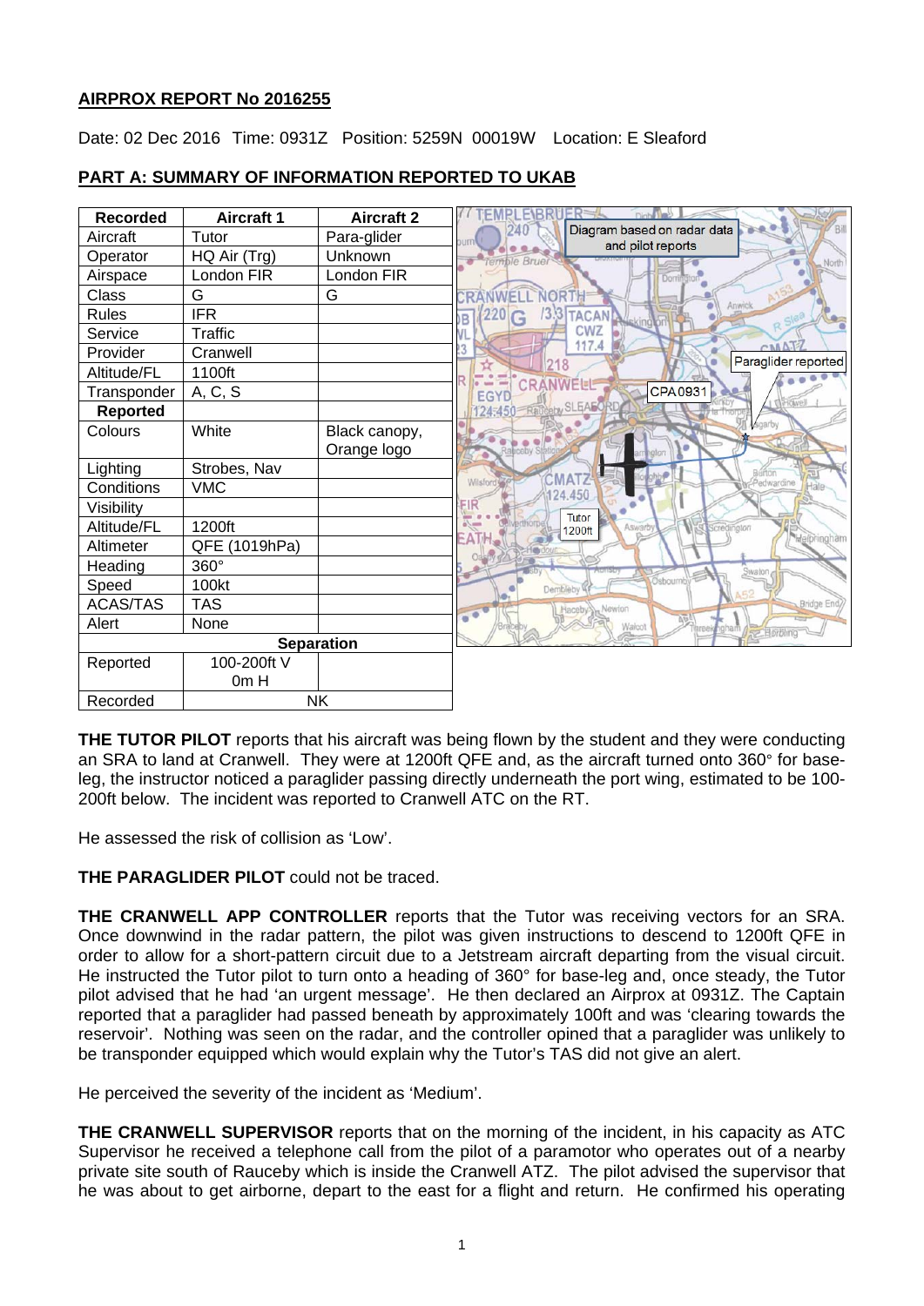## AIRPROX REPORT No 2016255

Date: 02 Dec 2016 Time: 0931Z Position: 5259N 00019W Location: E Sleaford

## PART A: SUMMARY OF INFORMATION REPORTED TO UKAB

| Recorded | Aircraft 1 | Aircraft 2 |
|---|---|---|
| Aircraft | Tutor | Para-glider |
| Operator | HQ Air (Trg) | Unknown |
| Airspace | London FIR | London FIR |
| Class | G | G |
| Rules | IFR | |
| Service | Traffic | |
| Provider | Cranwell | |
| Altitude/FL | 1100ft | |
| Transponder | A, C, S | |
| **Reported** | | |
| Colours | White | Black canopy, Orange logo |
| Lighting | Strobes, Nav | |
| Conditions | VMC | |
| Visibility | | |
| Altitude/FL | 1200ft | |
| Altimeter | QFE (1019hPa) | |
| Heading | 360° | |
| Speed | 100kt | |
| ACAS/TAS | TAS | |
| Alert | None | |
| **Separation** | | |
| Reported | 100-200ft V 0m H | |
| Recorded | NK | |

Diagram based on radar data and pilot reports

**THE TUTOR PILOT** reports that his aircraft was being flown by the student and they were conducting an SRA to land at Cranwell. They were at 1200ft QFE and, as the aircraft turned onto 360° for base-leg, the instructor noticed a paraglider passing directly underneath the port wing, estimated to be 100-200ft below. The incident was reported to Cranwell ATC on the RT.

He assessed the risk of collision as 'Low'.

**THE PARAGLIDER PILOT** could not be traced.

**THE CRANWELL APP CONTROLLER** reports that the Tutor was receiving vectors for an SRA. Once downwind in the radar pattern, the pilot was given instructions to descend to 1200ft QFE in order to allow for a short-pattern circuit due to a Jetstream aircraft departing from the visual circuit. He instructed the Tutor pilot to turn onto a heading of 360° for base-leg and, once steady, the Tutor pilot advised that he had 'an urgent message'. He then declared an Airprox at 0931Z. The Captain reported that a paraglider had passed beneath by approximately 100ft and was 'clearing towards the reservoir'. Nothing was seen on the radar, and the controller opined that a paraglider was unlikely to be transponder equipped which would explain why the Tutor's TAS did not give an alert.

He perceived the severity of the incident as 'Medium'.

**THE CRANWELL SUPERVISOR** reports that on the morning of the incident, in his capacity as ATC Supervisor he received a telephone call from the pilot of a paramotor who operates out of a nearby private site south of Rauceby which is inside the Cranwell ATZ. The pilot advised the supervisor that he was about to get airborne, depart to the east for a flight and return. He confirmed his operating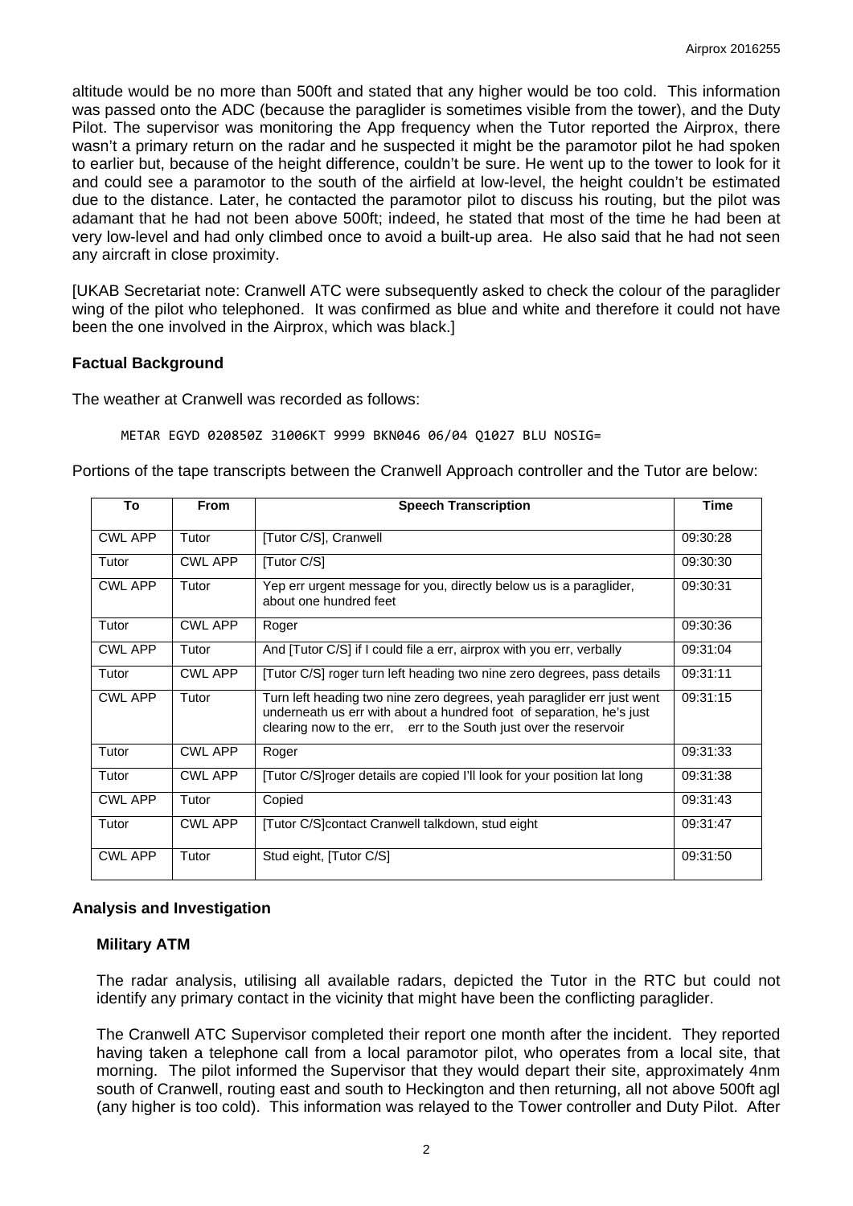altitude would be no more than 500ft and stated that any higher would be too cold. This information was passed onto the ADC (because the paraglider is sometimes visible from the tower), and the Duty Pilot. The supervisor was monitoring the App frequency when the Tutor reported the Airprox, there wasn't a primary return on the radar and he suspected it might be the paramotor pilot he had spoken to earlier but, because of the height difference, couldn't be sure. He went up to the tower to look for it and could see a paramotor to the south of the airfield at low-level, the height couldn't be estimated due to the distance. Later, he contacted the paramotor pilot to discuss his routing, but the pilot was adamant that he had not been above 500ft; indeed, he stated that most of the time he had been at very low-level and had only climbed once to avoid a built-up area. He also said that he had not seen any aircraft in close proximity.

[UKAB Secretariat note: Cranwell ATC were subsequently asked to check the colour of the paraglider wing of the pilot who telephoned. It was confirmed as blue and white and therefore it could not have been the one involved in the Airprox, which was black.]

## Factual Background

The weather at Cranwell was recorded as follows:

```
METAR EGYD 020850Z 31006KT 9999 BKN046 06/04 Q1027 BLU NOSIG=
```

Portions of the tape transcripts between the Cranwell Approach controller and the Tutor are below:

| To | From | Speech Transcription | Time |
|---|---|---|---|
| CWL APP | Tutor | [Tutor C/S], Cranwell | 09:30:28 |
| Tutor | CWL APP | [Tutor C/S] | 09:30:30 |
| CWL APP | Tutor | Yep err urgent message for you, directly below us is a paraglider, about one hundred feet | 09:30:31 |
| Tutor | CWL APP | Roger | 09:30:36 |
| CWL APP | Tutor | And [Tutor C/S] if I could file a err, airprox with you err, verbally | 09:31:04 |
| Tutor | CWL APP | [Tutor C/S] roger turn left heading two nine zero degrees, pass details | 09:31:11 |
| CWL APP | Tutor | Turn left heading two nine zero degrees, yeah paraglider err just went underneath us err with about a hundred foot of separation, he's just clearing now to the err, err to the South just over the reservoir | 09:31:15 |
| Tutor | CWL APP | Roger | 09:31:33 |
| Tutor | CWL APP | [Tutor C/S]roger details are copied I'll look for your position lat long | 09:31:38 |
| CWL APP | Tutor | Copied | 09:31:43 |
| Tutor | CWL APP | [Tutor C/S]contact Cranwell talkdown, stud eight | 09:31:47 |
| CWL APP | Tutor | Stud eight, [Tutor C/S] | 09:31:50 |

## Analysis and Investigation

### Military ATM

The radar analysis, utilising all available radars, depicted the Tutor in the RTC but could not identify any primary contact in the vicinity that might have been the conflicting paraglider.

The Cranwell ATC Supervisor completed their report one month after the incident. They reported having taken a telephone call from a local paramotor pilot, who operates from a local site, that morning. The pilot informed the Supervisor that they would depart their site, approximately 4nm south of Cranwell, routing east and south to Heckington and then returning, all not above 500ft agl (any higher is too cold). This information was relayed to the Tower controller and Duty Pilot. After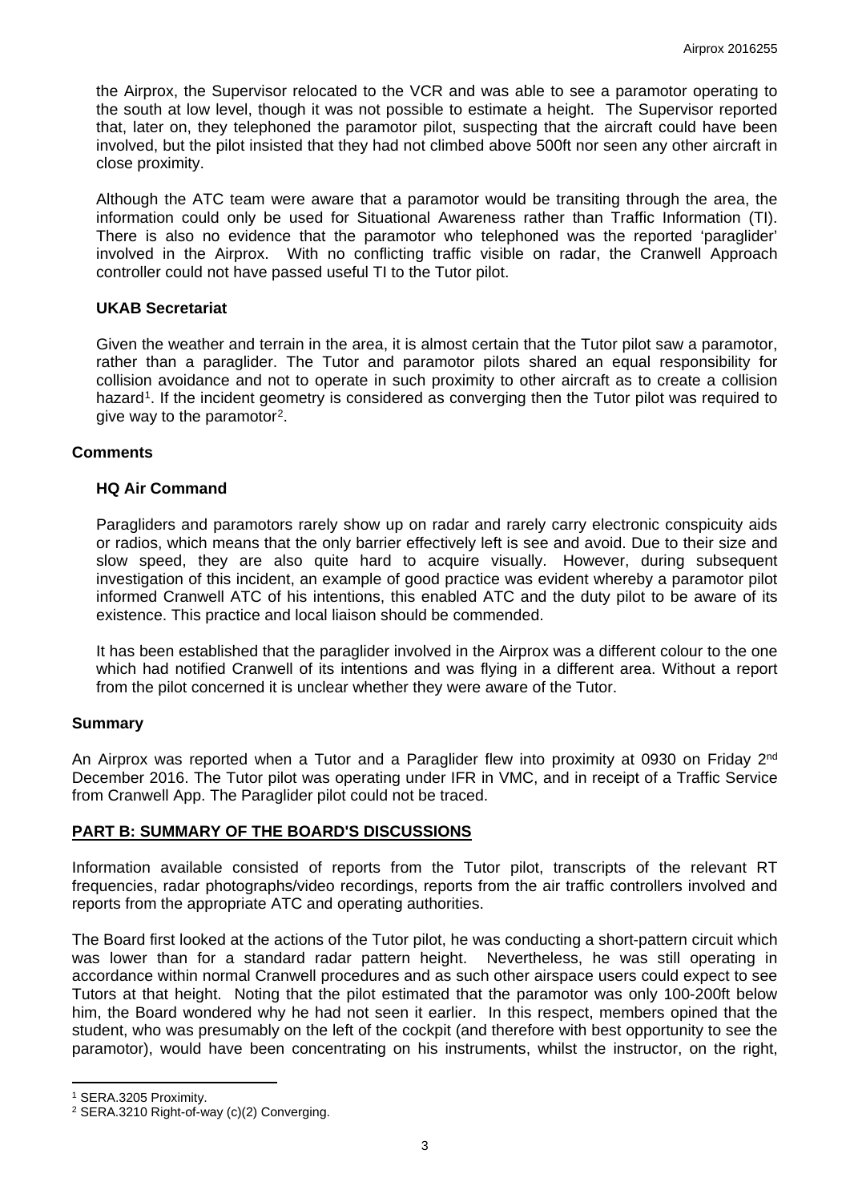the Airprox, the Supervisor relocated to the VCR and was able to see a paramotor operating to the south at low level, though it was not possible to estimate a height. The Supervisor reported that, later on, they telephoned the paramotor pilot, suspecting that the aircraft could have been involved, but the pilot insisted that they had not climbed above 500ft nor seen any other aircraft in close proximity.

Although the ATC team were aware that a paramotor would be transiting through the area, the information could only be used for Situational Awareness rather than Traffic Information (TI). There is also no evidence that the paramotor who telephoned was the reported 'paraglider' involved in the Airprox. With no conflicting traffic visible on radar, the Cranwell Approach controller could not have passed useful TI to the Tutor pilot.

### UKAB Secretariat

Given the weather and terrain in the area, it is almost certain that the Tutor pilot saw a paramotor, rather than a paraglider. The Tutor and paramotor pilots shared an equal responsibility for collision avoidance and not to operate in such proximity to other aircraft as to create a collision hazard[1]. If the incident geometry is considered as converging then the Tutor pilot was required to give way to the paramotor[2].

## Comments

### HQ Air Command

Paragliders and paramotors rarely show up on radar and rarely carry electronic conspicuity aids or radios, which means that the only barrier effectively left is see and avoid. Due to their size and slow speed, they are also quite hard to acquire visually. However, during subsequent investigation of this incident, an example of good practice was evident whereby a paramotor pilot informed Cranwell ATC of his intentions, this enabled ATC and the duty pilot to be aware of its existence. This practice and local liaison should be commended.

It has been established that the paraglider involved in the Airprox was a different colour to the one which had notified Cranwell of its intentions and was flying in a different area. Without a report from the pilot concerned it is unclear whether they were aware of the Tutor.

## Summary

An Airprox was reported when a Tutor and a Paraglider flew into proximity at 0930 on Friday 2nd December 2016. The Tutor pilot was operating under IFR in VMC, and in receipt of a Traffic Service from Cranwell App. The Paraglider pilot could not be traced.

## PART B: SUMMARY OF THE BOARD'S DISCUSSIONS

Information available consisted of reports from the Tutor pilot, transcripts of the relevant RT frequencies, radar photographs/video recordings, reports from the air traffic controllers involved and reports from the appropriate ATC and operating authorities.

The Board first looked at the actions of the Tutor pilot, he was conducting a short-pattern circuit which was lower than for a standard radar pattern height. Nevertheless, he was still operating in accordance within normal Cranwell procedures and as such other airspace users could expect to see Tutors at that height. Noting that the pilot estimated that the paramotor was only 100-200ft below him, the Board wondered why he had not seen it earlier. In this respect, members opined that the student, who was presumably on the left of the cockpit (and therefore with best opportunity to see the paramotor), would have been concentrating on his instruments, whilst the instructor, on the right,

---

[1] SERA.3205 Proximity.

[2] SERA.3210 Right-of-way (c)(2) Converging.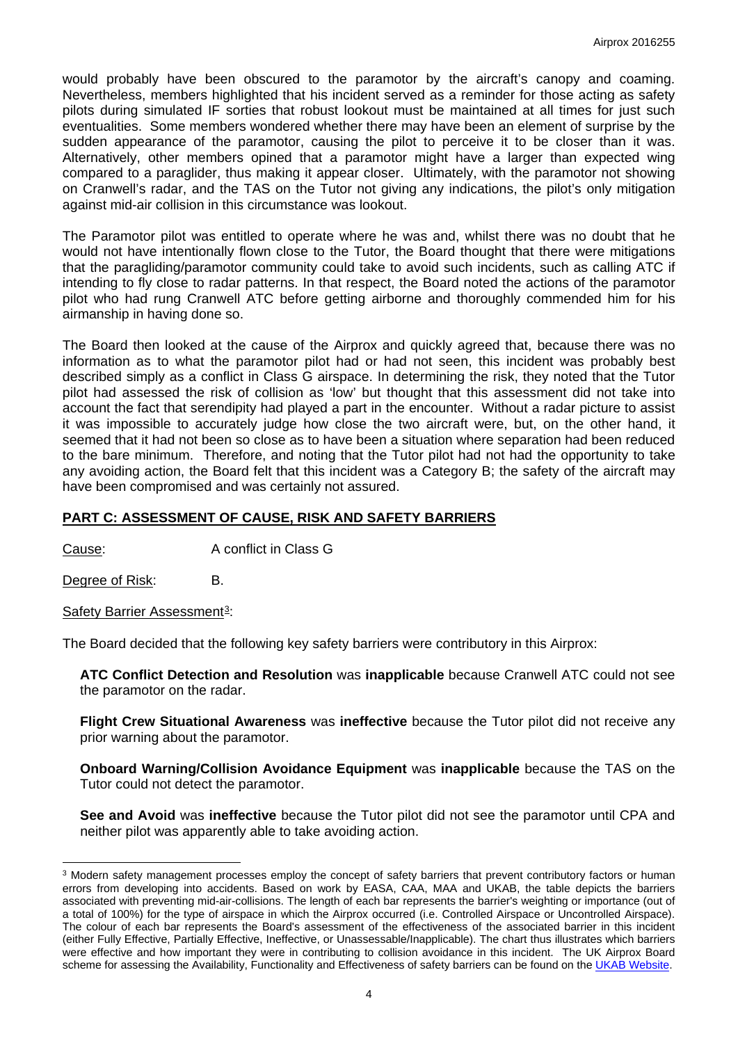would probably have been obscured to the paramotor by the aircraft's canopy and coaming. Nevertheless, members highlighted that his incident served as a reminder for those acting as safety pilots during simulated IF sorties that robust lookout must be maintained at all times for just such eventualities. Some members wondered whether there may have been an element of surprise by the sudden appearance of the paramotor, causing the pilot to perceive it to be closer than it was. Alternatively, other members opined that a paramotor might have a larger than expected wing compared to a paraglider, thus making it appear closer. Ultimately, with the paramotor not showing on Cranwell's radar, and the TAS on the Tutor not giving any indications, the pilot's only mitigation against mid-air collision in this circumstance was lookout.

The Paramotor pilot was entitled to operate where he was and, whilst there was no doubt that he would not have intentionally flown close to the Tutor, the Board thought that there were mitigations that the paragliding/paramotor community could take to avoid such incidents, such as calling ATC if intending to fly close to radar patterns. In that respect, the Board noted the actions of the paramotor pilot who had rung Cranwell ATC before getting airborne and thoroughly commended him for his airmanship in having done so.

The Board then looked at the cause of the Airprox and quickly agreed that, because there was no information as to what the paramotor pilot had or had not seen, this incident was probably best described simply as a conflict in Class G airspace. In determining the risk, they noted that the Tutor pilot had assessed the risk of collision as 'low' but thought that this assessment did not take into account the fact that serendipity had played a part in the encounter. Without a radar picture to assist it was impossible to accurately judge how close the two aircraft were, but, on the other hand, it seemed that it had not been so close as to have been a situation where separation had been reduced to the bare minimum. Therefore, and noting that the Tutor pilot had not had the opportunity to take any avoiding action, the Board felt that this incident was a Category B; the safety of the aircraft may have been compromised and was certainly not assured.

## PART C: ASSESSMENT OF CAUSE, RISK AND SAFETY BARRIERS

Cause: A conflict in Class G

Degree of Risk: B.

Safety Barrier Assessment[3]:

The Board decided that the following key safety barriers were contributory in this Airprox:

**ATC Conflict Detection and Resolution** was **inapplicable** because Cranwell ATC could not see the paramotor on the radar.

**Flight Crew Situational Awareness** was **ineffective** because the Tutor pilot did not receive any prior warning about the paramotor.

**Onboard Warning/Collision Avoidance Equipment** was **inapplicable** because the TAS on the Tutor could not detect the paramotor.

**See and Avoid** was **ineffective** because the Tutor pilot did not see the paramotor until CPA and neither pilot was apparently able to take avoiding action.

[3] Modern safety management processes employ the concept of safety barriers that prevent contributory factors or human errors from developing into accidents. Based on work by EASA, CAA, MAA and UKAB, the table depicts the barriers associated with preventing mid-air-collisions. The length of each bar represents the barrier's weighting or importance (out of a total of 100%) for the type of airspace in which the Airprox occurred (i.e. Controlled Airspace or Uncontrolled Airspace). The colour of each bar represents the Board's assessment of the effectiveness of the associated barrier in this incident (either Fully Effective, Partially Effective, Ineffective, or Unassessable/Inapplicable). The chart thus illustrates which barriers were effective and how important they were in contributing to collision avoidance in this incident. The UK Airprox Board scheme for assessing the Availability, Functionality and Effectiveness of safety barriers can be found on the UKAB Website.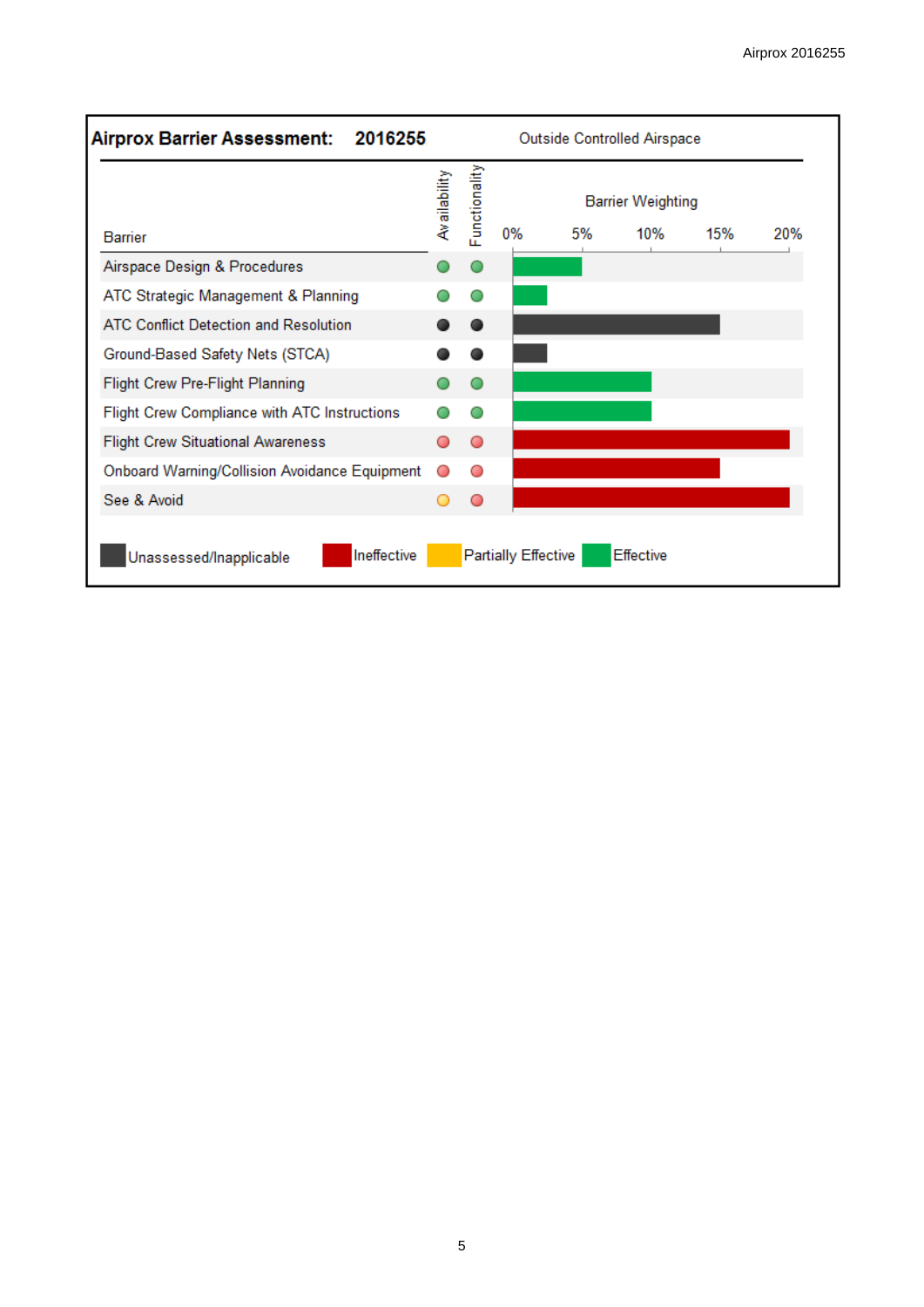**Airprox Barrier Assessment: 2016255**

Outside Controlled Airspace

Barrier

Availability

Functionality

Barrier Weighting

0%
5%
10%
15%
20%

Airspace Design & Procedures

ATC Strategic Management & Planning

ATC Conflict Detection and Resolution

Ground-Based Safety Nets (STCA)

Flight Crew Pre-Flight Planning

Flight Crew Compliance with ATC Instructions

Flight Crew Situational Awareness

Onboard Warning/Collision Avoidance Equipment

See & Avoid

Unassessed/Inapplicable
Ineffective
Partially Effective
Effective